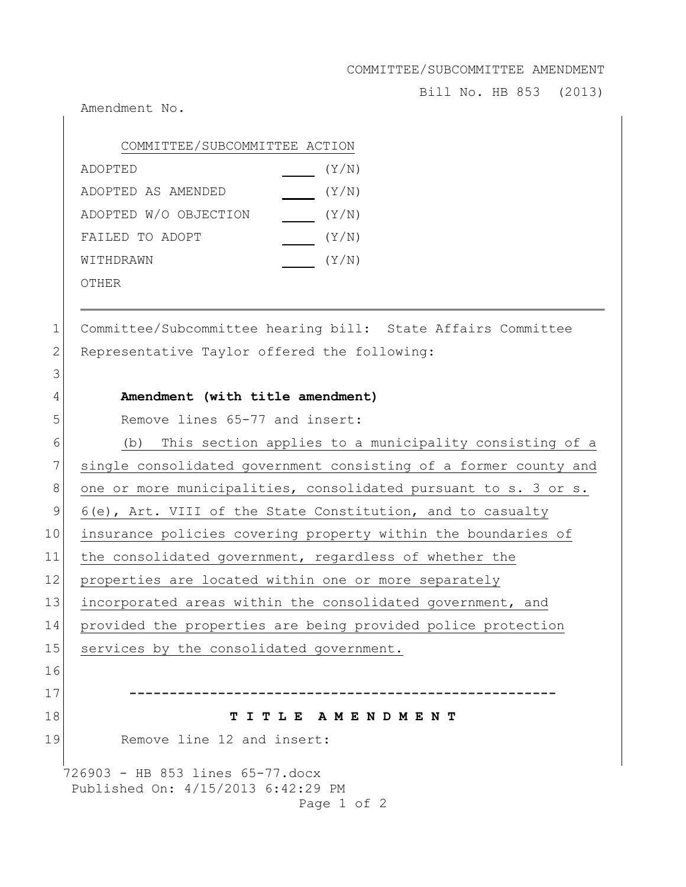COMMITTEE/SUBCOMMITTEE AMENDMENT

Bill No. HB 853 (2013)

Amendment No.

COMMITTEE/SUBCOMMITTEE ACTION

| | |
|---|---|
| ADOPTED | ____ (Y/N) |
| ADOPTED AS AMENDED | ____ (Y/N) |
| ADOPTED W/O OBJECTION | ____ (Y/N) |
| FAILED TO ADOPT | ____ (Y/N) |
| WITHDRAWN | ____ (Y/N) |
| OTHER | |

---

1 Committee/Subcommittee hearing bill: State Affairs Committee
2 Representative Taylor offered the following:
3
4 **Amendment (with title amendment)**
5 Remove lines 65-77 and insert:
6 (b) This section applies to a municipality consisting of a
7 single consolidated government consisting of a former county and
8 one or more municipalities, consolidated pursuant to s. 3 or s.
9 6(e), Art. VIII of the State Constitution, and to casualty
10 insurance policies covering property within the boundaries of
11 the consolidated government, regardless of whether the
12 properties are located within one or more separately
13 incorporated areas within the consolidated government, and
14 provided the properties are being provided police protection
15 services by the consolidated government.
16
17 -----------------------------------------------------
18 **T I T L E A M E N D M E N T**
19 Remove line 12 and insert:

726903 - HB 853 lines 65-77.docx
Published On: 4/15/2013 6:42:29 PM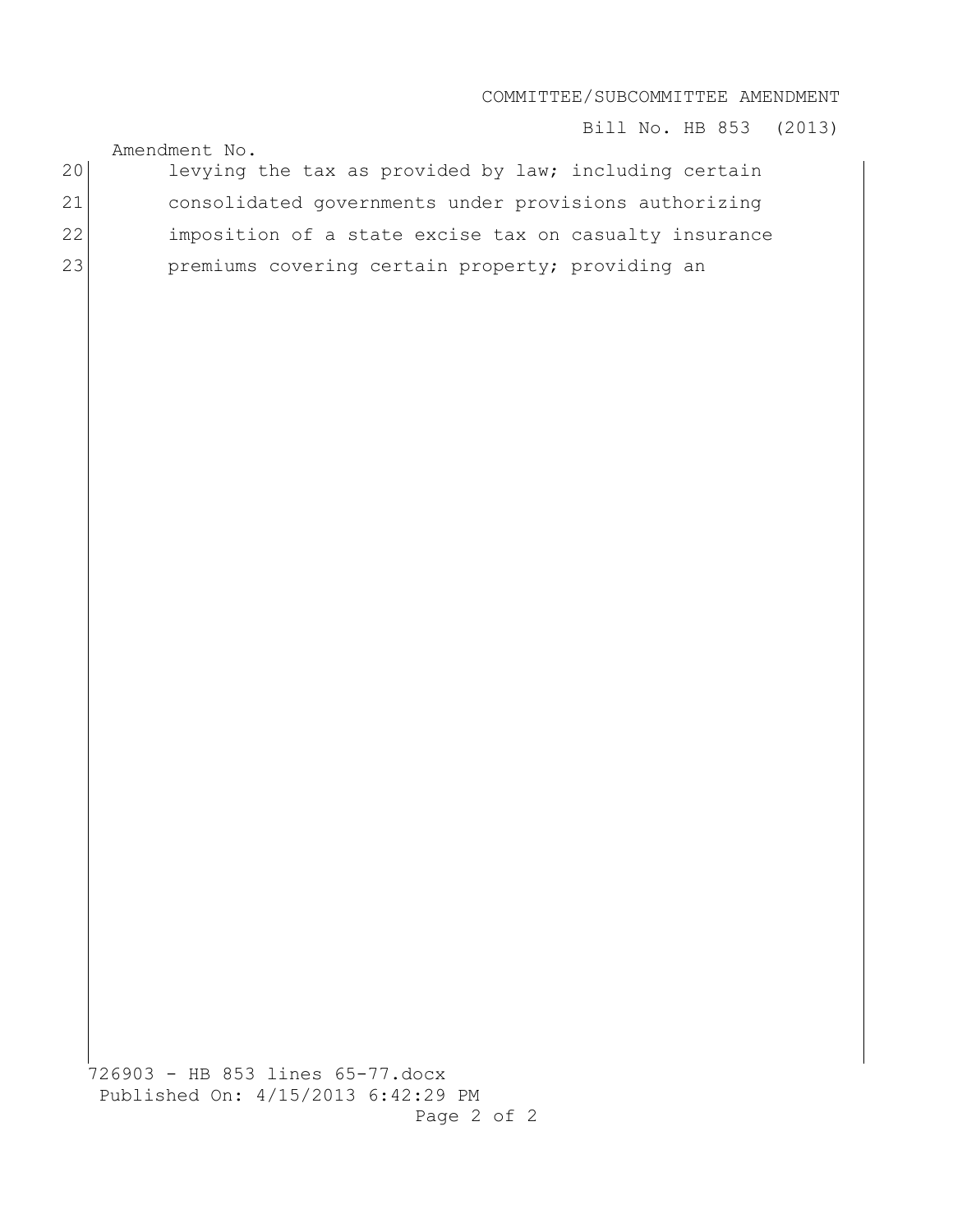Amendment No.

20 levying the tax as provided by law; including certain
21 consolidated governments under provisions authorizing
22 imposition of a state excise tax on casualty insurance
23 premiums covering certain property; providing an

726903 - HB 853 lines 65-77.docx
Published On: 4/15/2013 6:42:29 PM